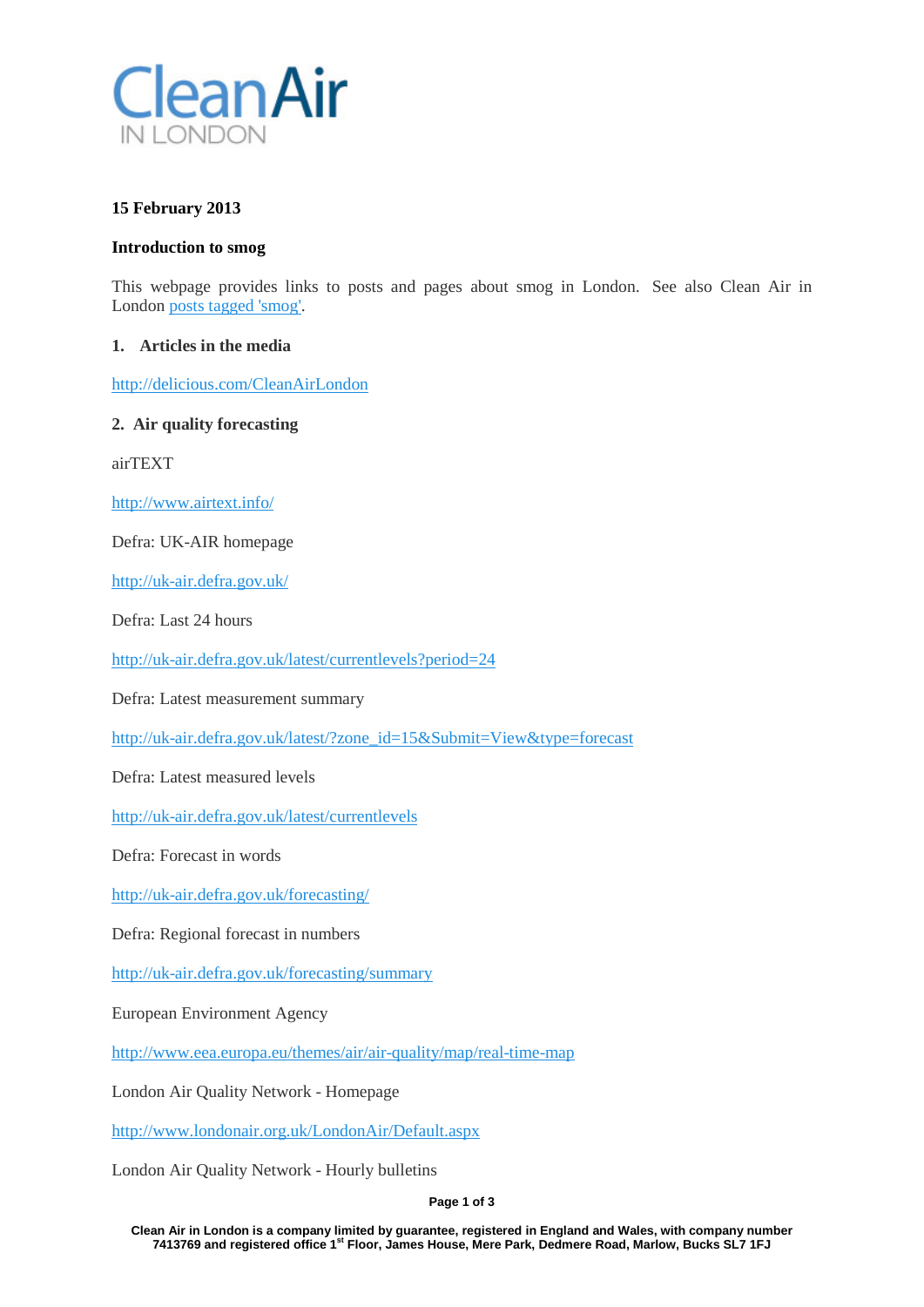# Clean Air IN LONDON

**15 February 2013**

**Introduction to smog**

This webpage provides links to posts and pages about smog in London. See also Clean Air in London [posts tagged 'smog'](posts tagged 'smog').

## 1. Articles in the media

http://delicious.com/CleanAirLondon

## 2. Air quality forecasting

airTEXT

http://www.airtext.info/

Defra: UK-AIR homepage

http://uk-air.defra.gov.uk/

Defra: Last 24 hours

http://uk-air.defra.gov.uk/latest/currentlevels?period=24

Defra: Latest measurement summary

http://uk-air.defra.gov.uk/latest/?zone_id=15&Submit=View&type=forecast

Defra: Latest measured levels

http://uk-air.defra.gov.uk/latest/currentlevels

Defra: Forecast in words

http://uk-air.defra.gov.uk/forecasting/

Defra: Regional forecast in numbers

http://uk-air.defra.gov.uk/forecasting/summary

European Environment Agency

http://www.eea.europa.eu/themes/air/air-quality/map/real-time-map

London Air Quality Network - Homepage

http://www.londonair.org.uk/LondonAir/Default.aspx

London Air Quality Network - Hourly bulletins

**Clean Air in London is a company limited by guarantee, registered in England and Wales, with company number 7413769 and registered office 1st Floor, James House, Mere Park, Dedmere Road, Marlow, Bucks SL7 1FJ**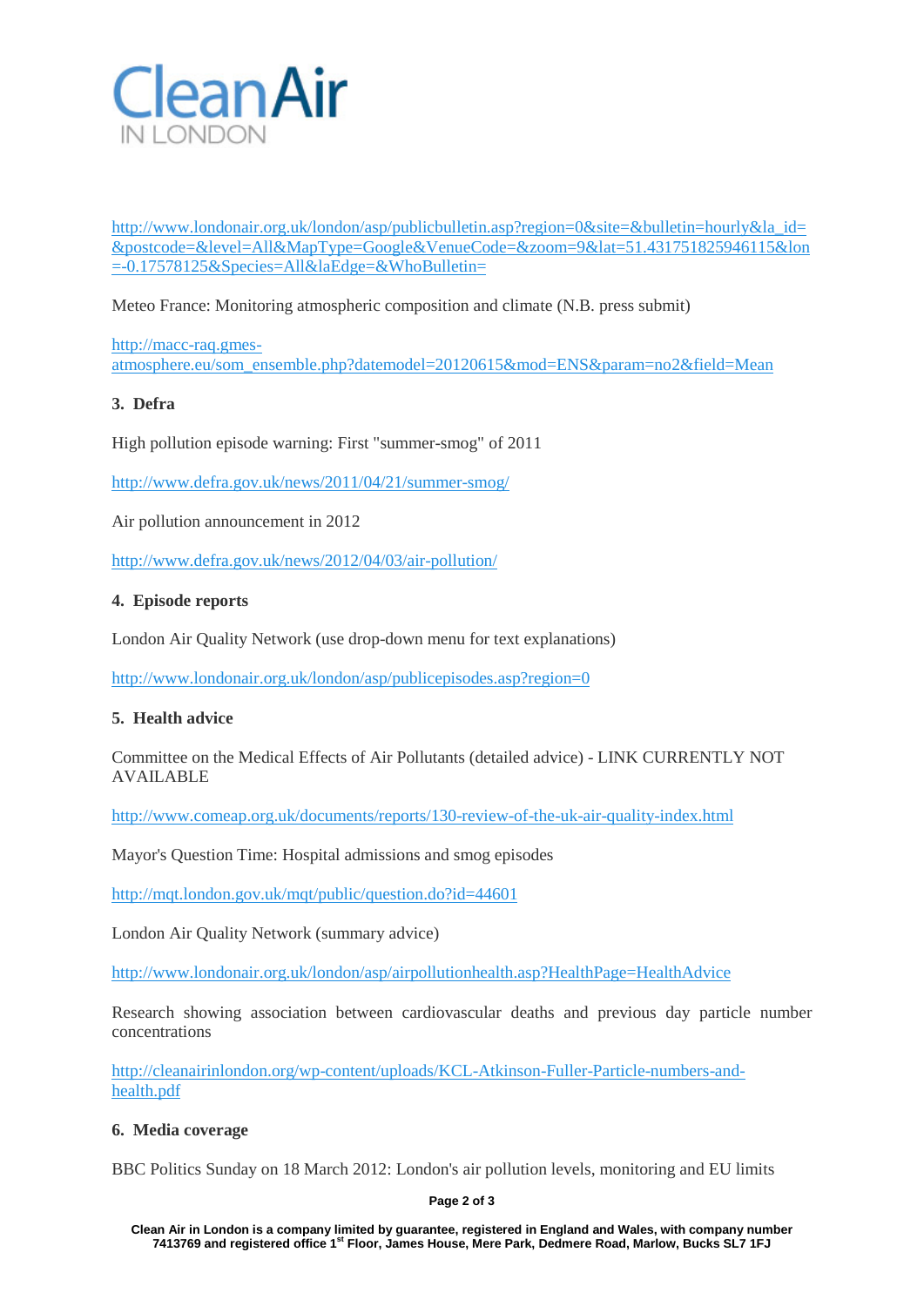http://www.londonair.org.uk/london/asp/publicbulletin.asp?region=0&site=&bulletin=hourly&la_id=&postcode=&level=All&MapType=Google&VenueCode=&zoom=9&lat=51.431751825946115&lon=-0.17578125&Species=All&laEdge=&WhoBulletin=

Meteo France: Monitoring atmospheric composition and climate (N.B. press submit)

http://macc-raq.gmes-atmosphere.eu/som_ensemble.php?datemodel=20120615&mod=ENS&param=no2&field=Mean

### 3. Defra

High pollution episode warning: First "summer-smog" of 2011

http://www.defra.gov.uk/news/2011/04/21/summer-smog/

Air pollution announcement in 2012

http://www.defra.gov.uk/news/2012/04/03/air-pollution/

### 4. Episode reports

London Air Quality Network (use drop-down menu for text explanations)

http://www.londonair.org.uk/london/asp/publicepisodes.asp?region=0

### 5. Health advice

Committee on the Medical Effects of Air Pollutants (detailed advice) - LINK CURRENTLY NOT AVAILABLE

http://www.comeap.org.uk/documents/reports/130-review-of-the-uk-air-quality-index.html

Mayor's Question Time: Hospital admissions and smog episodes

http://mqt.london.gov.uk/mqt/public/question.do?id=44601

London Air Quality Network (summary advice)

http://www.londonair.org.uk/london/asp/airpollutionhealth.asp?HealthPage=HealthAdvice

Research showing association between cardiovascular deaths and previous day particle number concentrations

http://cleanairinlondon.org/wp-content/uploads/KCL-Atkinson-Fuller-Particle-numbers-and-health.pdf

### 6. Media coverage

BBC Politics Sunday on 18 March 2012: London's air pollution levels, monitoring and EU limits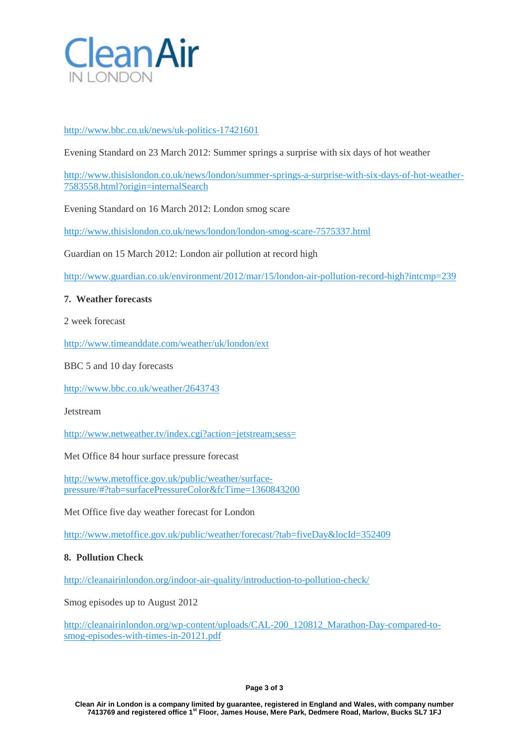http://www.bbc.co.uk/news/uk-politics-17421601

Evening Standard on 23 March 2012: Summer springs a surprise with six days of hot weather

http://www.thisislondon.co.uk/news/london/summer-springs-a-surprise-with-six-days-of-hot-weather-7583558.html?origin=internalSearch

Evening Standard on 16 March 2012: London smog scare

http://www.thisislondon.co.uk/news/london/london-smog-scare-7575337.html

Guardian on 15 March 2012: London air pollution at record high

http://www.guardian.co.uk/environment/2012/mar/15/london-air-pollution-record-high?intcmp=239

**7. Weather forecasts**

2 week forecast

http://www.timeanddate.com/weather/uk/london/ext

BBC 5 and 10 day forecasts

http://www.bbc.co.uk/weather/2643743

Jetstream

http://www.netweather.tv/index.cgi?action=jetstream;sess=

Met Office 84 hour surface pressure forecast

http://www.metoffice.gov.uk/public/weather/surface-pressure/#?tab=surfacePressureColor&fcTime=1360843200

Met Office five day weather forecast for London

http://www.metoffice.gov.uk/public/weather/forecast/?tab=fiveDay&locId=352409

**8. Pollution Check**

http://cleanairinlondon.org/indoor-air-quality/introduction-to-pollution-check/

Smog episodes up to August 2012

http://cleanairinlondon.org/wp-content/uploads/CAL-200_120812_Marathon-Day-compared-to-smog-episodes-with-times-in-20121.pdf

**Clean Air in London is a company limited by guarantee, registered in England and Wales, with company number 7413769 and registered office 1st Floor, James House, Mere Park, Dedmere Road, Marlow, Bucks SL7 1FJ**